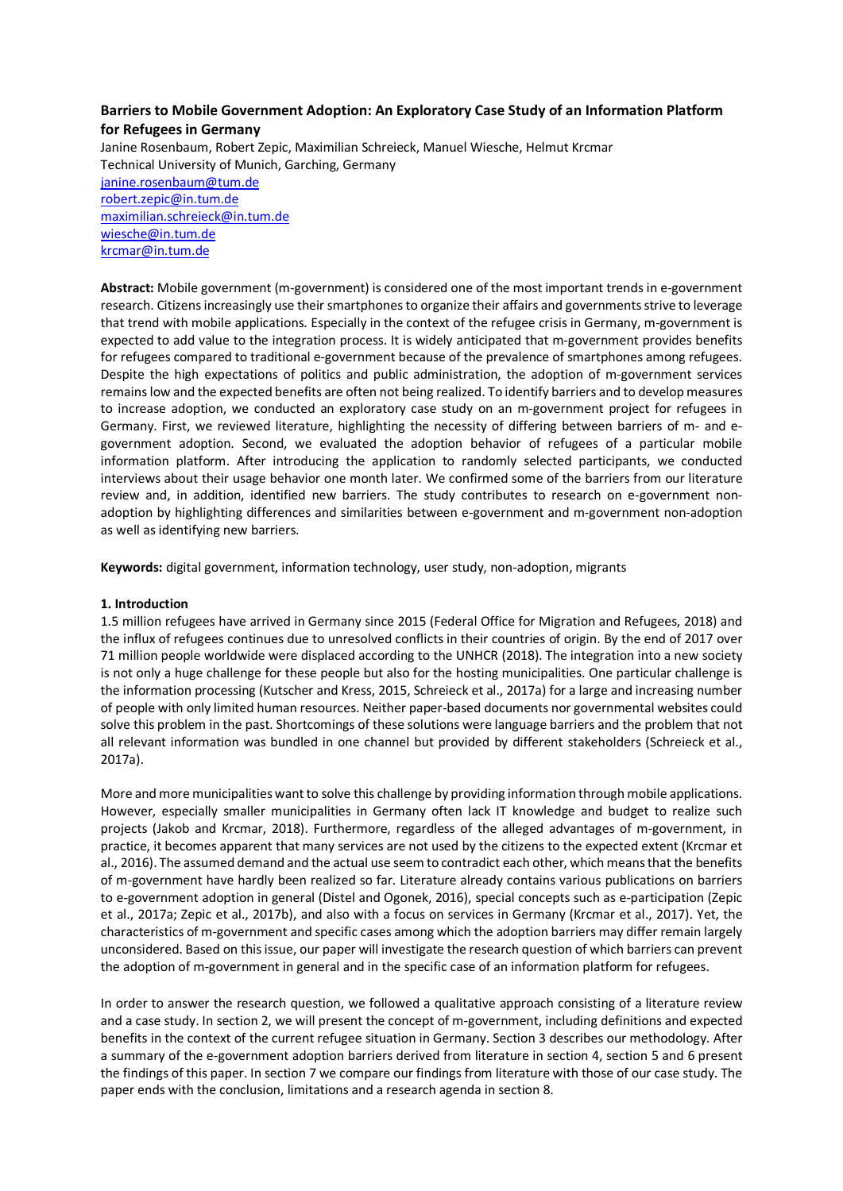# Barriers to Mobile Government Adoption: An Exploratory Case Study of an Information Platform for Refugees in Germany

Janine Rosenbaum, Robert Zepic, Maximilian Schreieck, Manuel Wiesche, Helmut Krcmar
Technical University of Munich, Garching, Germany
janine.rosenbaum@tum.de
robert.zepic@in.tum.de
maximilian.schreieck@in.tum.de
wiesche@in.tum.de
krcmar@in.tum.de

**Abstract:** Mobile government (m-government) is considered one of the most important trends in e-government research. Citizens increasingly use their smartphones to organize their affairs and governments strive to leverage that trend with mobile applications. Especially in the context of the refugee crisis in Germany, m-government is expected to add value to the integration process. It is widely anticipated that m-government provides benefits for refugees compared to traditional e-government because of the prevalence of smartphones among refugees. Despite the high expectations of politics and public administration, the adoption of m-government services remains low and the expected benefits are often not being realized. To identify barriers and to develop measures to increase adoption, we conducted an exploratory case study on an m-government project for refugees in Germany. First, we reviewed literature, highlighting the necessity of differing between barriers of m- and e-government adoption. Second, we evaluated the adoption behavior of refugees of a particular mobile information platform. After introducing the application to randomly selected participants, we conducted interviews about their usage behavior one month later. We confirmed some of the barriers from our literature review and, in addition, identified new barriers. The study contributes to research on e-government non-adoption by highlighting differences and similarities between e-government and m-government non-adoption as well as identifying new barriers.

**Keywords:** digital government, information technology, user study, non-adoption, migrants

## 1. Introduction

1.5 million refugees have arrived in Germany since 2015 (Federal Office for Migration and Refugees, 2018) and the influx of refugees continues due to unresolved conflicts in their countries of origin. By the end of 2017 over 71 million people worldwide were displaced according to the UNHCR (2018). The integration into a new society is not only a huge challenge for these people but also for the hosting municipalities. One particular challenge is the information processing (Kutscher and Kress, 2015, Schreieck et al., 2017a) for a large and increasing number of people with only limited human resources. Neither paper-based documents nor governmental websites could solve this problem in the past. Shortcomings of these solutions were language barriers and the problem that not all relevant information was bundled in one channel but provided by different stakeholders (Schreieck et al., 2017a).

More and more municipalities want to solve this challenge by providing information through mobile applications. However, especially smaller municipalities in Germany often lack IT knowledge and budget to realize such projects (Jakob and Krcmar, 2018). Furthermore, regardless of the alleged advantages of m-government, in practice, it becomes apparent that many services are not used by the citizens to the expected extent (Krcmar et al., 2016). The assumed demand and the actual use seem to contradict each other, which means that the benefits of m-government have hardly been realized so far. Literature already contains various publications on barriers to e-government adoption in general (Distel and Ogonek, 2016), special concepts such as e-participation (Zepic et al., 2017a; Zepic et al., 2017b), and also with a focus on services in Germany (Krcmar et al., 2017). Yet, the characteristics of m-government and specific cases among which the adoption barriers may differ remain largely unconsidered. Based on this issue, our paper will investigate the research question of which barriers can prevent the adoption of m-government in general and in the specific case of an information platform for refugees.

In order to answer the research question, we followed a qualitative approach consisting of a literature review and a case study. In section 2, we will present the concept of m-government, including definitions and expected benefits in the context of the current refugee situation in Germany. Section 3 describes our methodology. After a summary of the e-government adoption barriers derived from literature in section 4, section 5 and 6 present the findings of this paper. In section 7 we compare our findings from literature with those of our case study. The paper ends with the conclusion, limitations and a research agenda in section 8.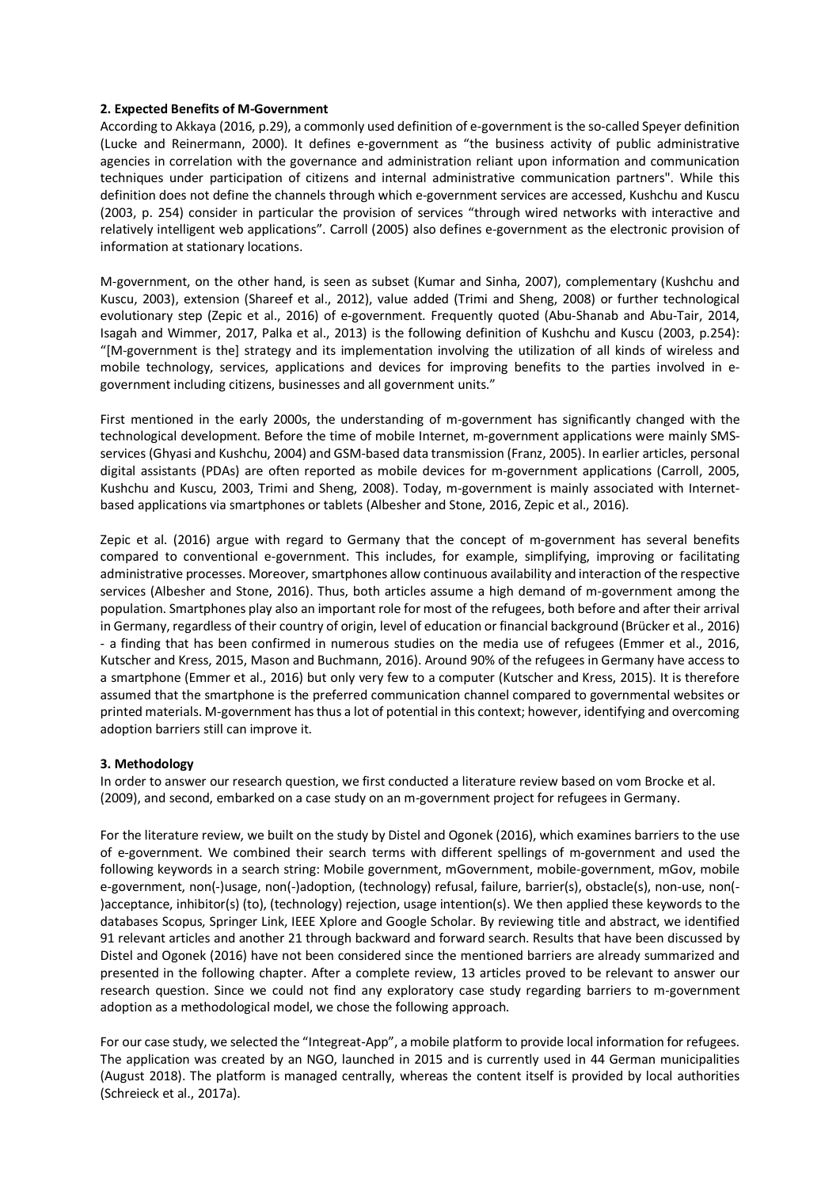## 2. Expected Benefits of M-Government

According to Akkaya (2016, p.29), a commonly used definition of e-government is the so-called Speyer definition (Lucke and Reinermann, 2000). It defines e-government as "the business activity of public administrative agencies in correlation with the governance and administration reliant upon information and communication techniques under participation of citizens and internal administrative communication partners". While this definition does not define the channels through which e-government services are accessed, Kushchu and Kuscu (2003, p. 254) consider in particular the provision of services "through wired networks with interactive and relatively intelligent web applications". Carroll (2005) also defines e-government as the electronic provision of information at stationary locations.

M-government, on the other hand, is seen as subset (Kumar and Sinha, 2007), complementary (Kushchu and Kuscu, 2003), extension (Shareef et al., 2012), value added (Trimi and Sheng, 2008) or further technological evolutionary step (Zepic et al., 2016) of e-government. Frequently quoted (Abu-Shanab and Abu-Tair, 2014, Isagah and Wimmer, 2017, Palka et al., 2013) is the following definition of Kushchu and Kuscu (2003, p.254): "[M-government is the] strategy and its implementation involving the utilization of all kinds of wireless and mobile technology, services, applications and devices for improving benefits to the parties involved in e-government including citizens, businesses and all government units."

First mentioned in the early 2000s, the understanding of m-government has significantly changed with the technological development. Before the time of mobile Internet, m-government applications were mainly SMS-services (Ghyasi and Kushchu, 2004) and GSM-based data transmission (Franz, 2005). In earlier articles, personal digital assistants (PDAs) are often reported as mobile devices for m-government applications (Carroll, 2005, Kushchu and Kuscu, 2003, Trimi and Sheng, 2008). Today, m-government is mainly associated with Internet-based applications via smartphones or tablets (Albesher and Stone, 2016, Zepic et al., 2016).

Zepic et al. (2016) argue with regard to Germany that the concept of m-government has several benefits compared to conventional e-government. This includes, for example, simplifying, improving or facilitating administrative processes. Moreover, smartphones allow continuous availability and interaction of the respective services (Albesher and Stone, 2016). Thus, both articles assume a high demand of m-government among the population. Smartphones play also an important role for most of the refugees, both before and after their arrival in Germany, regardless of their country of origin, level of education or financial background (Brücker et al., 2016) - a finding that has been confirmed in numerous studies on the media use of refugees (Emmer et al., 2016, Kutscher and Kress, 2015, Mason and Buchmann, 2016). Around 90% of the refugees in Germany have access to a smartphone (Emmer et al., 2016) but only very few to a computer (Kutscher and Kress, 2015). It is therefore assumed that the smartphone is the preferred communication channel compared to governmental websites or printed materials. M-government has thus a lot of potential in this context; however, identifying and overcoming adoption barriers still can improve it.

## 3. Methodology

In order to answer our research question, we first conducted a literature review based on vom Brocke et al. (2009), and second, embarked on a case study on an m-government project for refugees in Germany.

For the literature review, we built on the study by Distel and Ogonek (2016), which examines barriers to the use of e-government. We combined their search terms with different spellings of m-government and used the following keywords in a search string: Mobile government, mGovernment, mobile-government, mGov, mobile e-government, non(-)usage, non(-)adoption, (technology) refusal, failure, barrier(s), obstacle(s), non-use, non(-)acceptance, inhibitor(s) (to), (technology) rejection, usage intention(s). We then applied these keywords to the databases Scopus, Springer Link, IEEE Xplore and Google Scholar. By reviewing title and abstract, we identified 91 relevant articles and another 21 through backward and forward search. Results that have been discussed by Distel and Ogonek (2016) have not been considered since the mentioned barriers are already summarized and presented in the following chapter. After a complete review, 13 articles proved to be relevant to answer our research question. Since we could not find any exploratory case study regarding barriers to m-government adoption as a methodological model, we chose the following approach.

For our case study, we selected the "Integreat-App", a mobile platform to provide local information for refugees. The application was created by an NGO, launched in 2015 and is currently used in 44 German municipalities (August 2018). The platform is managed centrally, whereas the content itself is provided by local authorities (Schreieck et al., 2017a).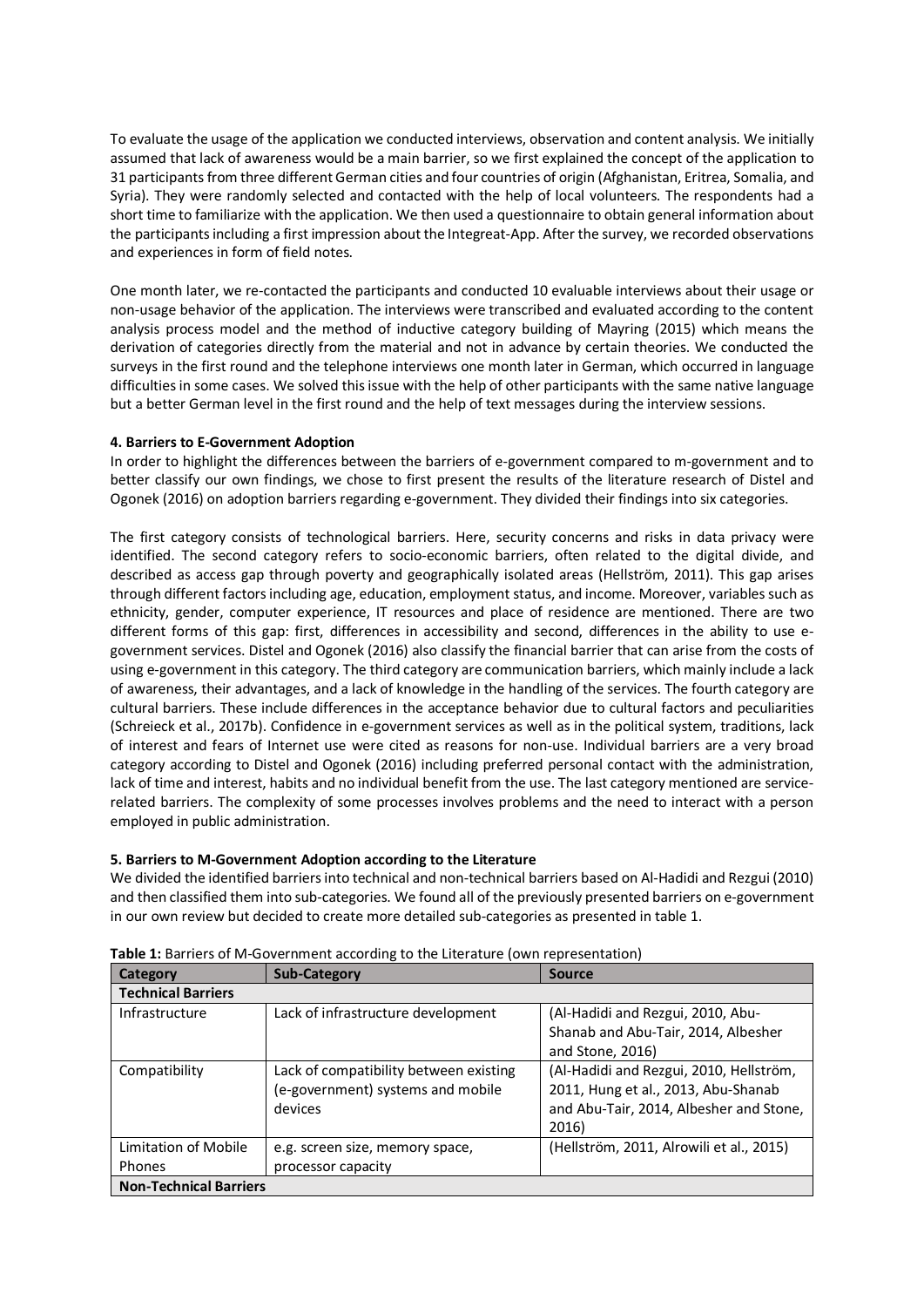To evaluate the usage of the application we conducted interviews, observation and content analysis. We initially assumed that lack of awareness would be a main barrier, so we first explained the concept of the application to 31 participants from three different German cities and four countries of origin (Afghanistan, Eritrea, Somalia, and Syria). They were randomly selected and contacted with the help of local volunteers. The respondents had a short time to familiarize with the application. We then used a questionnaire to obtain general information about the participants including a first impression about the Integreat-App. After the survey, we recorded observations and experiences in form of field notes.

One month later, we re-contacted the participants and conducted 10 evaluable interviews about their usage or non-usage behavior of the application. The interviews were transcribed and evaluated according to the content analysis process model and the method of inductive category building of Mayring (2015) which means the derivation of categories directly from the material and not in advance by certain theories. We conducted the surveys in the first round and the telephone interviews one month later in German, which occurred in language difficulties in some cases. We solved this issue with the help of other participants with the same native language but a better German level in the first round and the help of text messages during the interview sessions.

## 4. Barriers to E-Government Adoption

In order to highlight the differences between the barriers of e-government compared to m-government and to better classify our own findings, we chose to first present the results of the literature research of Distel and Ogonek (2016) on adoption barriers regarding e-government. They divided their findings into six categories.

The first category consists of technological barriers. Here, security concerns and risks in data privacy were identified. The second category refers to socio-economic barriers, often related to the digital divide, and described as access gap through poverty and geographically isolated areas (Hellström, 2011). This gap arises through different factors including age, education, employment status, and income. Moreover, variables such as ethnicity, gender, computer experience, IT resources and place of residence are mentioned. There are two different forms of this gap: first, differences in accessibility and second, differences in the ability to use e-government services. Distel and Ogonek (2016) also classify the financial barrier that can arise from the costs of using e-government in this category. The third category are communication barriers, which mainly include a lack of awareness, their advantages, and a lack of knowledge in the handling of the services. The fourth category are cultural barriers. These include differences in the acceptance behavior due to cultural factors and peculiarities (Schreieck et al., 2017b). Confidence in e-government services as well as in the political system, traditions, lack of interest and fears of Internet use were cited as reasons for non-use. Individual barriers are a very broad category according to Distel and Ogonek (2016) including preferred personal contact with the administration, lack of time and interest, habits and no individual benefit from the use. The last category mentioned are service-related barriers. The complexity of some processes involves problems and the need to interact with a person employed in public administration.

## 5. Barriers to M-Government Adoption according to the Literature

We divided the identified barriers into technical and non-technical barriers based on Al-Hadidi and Rezgui (2010) and then classified them into sub-categories. We found all of the previously presented barriers on e-government in our own review but decided to create more detailed sub-categories as presented in table 1.

**Table 1:** Barriers of M-Government according to the Literature (own representation)

| Category | Sub-Category | Source |
|---|---|---|
| **Technical Barriers** | | |
| Infrastructure | Lack of infrastructure development | (Al-Hadidi and Rezgui, 2010, Abu-Shanab and Abu-Tair, 2014, Albesher and Stone, 2016) |
| Compatibility | Lack of compatibility between existing (e-government) systems and mobile devices | (Al-Hadidi and Rezgui, 2010, Hellström, 2011, Hung et al., 2013, Abu-Shanab and Abu-Tair, 2014, Albesher and Stone, 2016) |
| Limitation of Mobile Phones | e.g. screen size, memory space, processor capacity | (Hellström, 2011, Alrowili et al., 2015) |
| **Non-Technical Barriers** | | |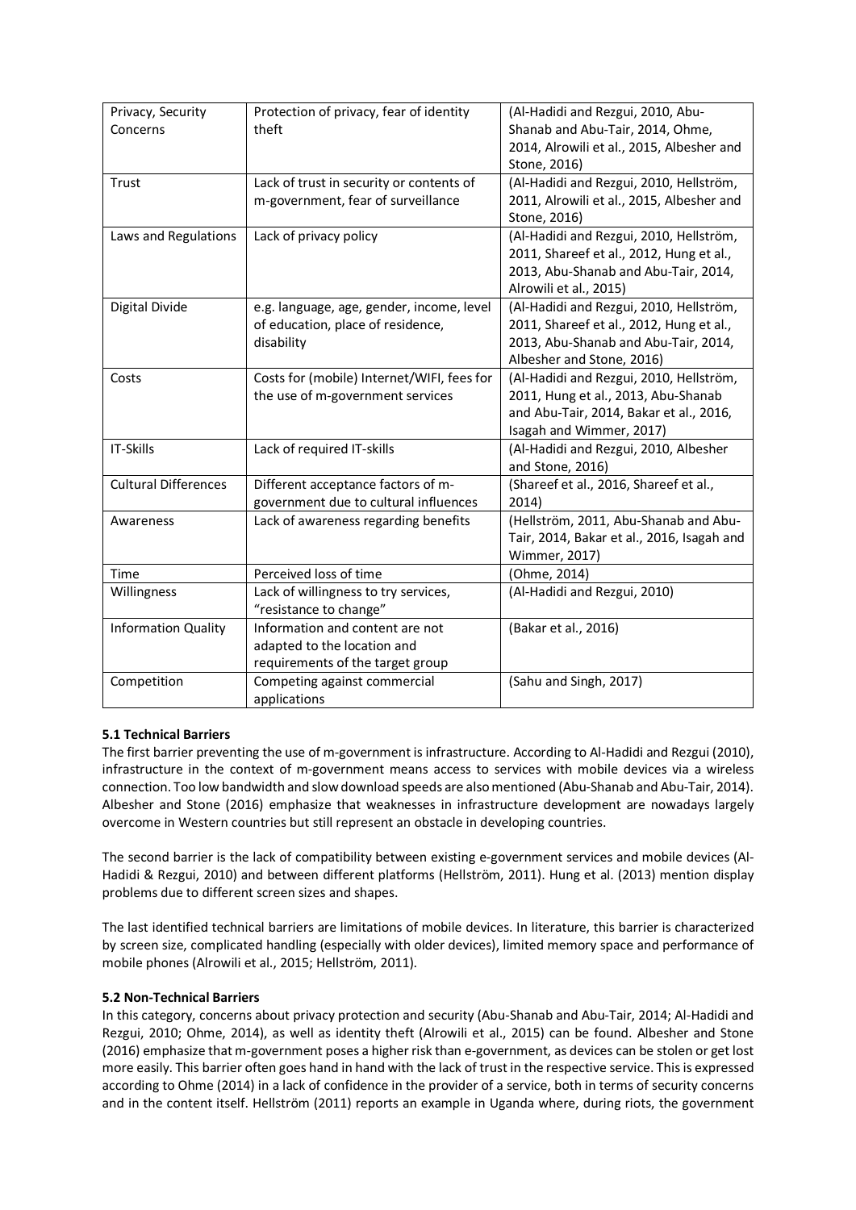| Privacy, Security Concerns | Protection of privacy, fear of identity theft | (Al-Hadidi and Rezgui, 2010, Abu-Shanab and Abu-Tair, 2014, Ohme, 2014, Alrowili et al., 2015, Albesher and Stone, 2016) |
|---|---|---|
| Trust | Lack of trust in security or contents of m-government, fear of surveillance | (Al-Hadidi and Rezgui, 2010, Hellström, 2011, Alrowili et al., 2015, Albesher and Stone, 2016) |
| Laws and Regulations | Lack of privacy policy | (Al-Hadidi and Rezgui, 2010, Hellström, 2011, Shareef et al., 2012, Hung et al., 2013, Abu-Shanab and Abu-Tair, 2014, Alrowili et al., 2015) |
| Digital Divide | e.g. language, age, gender, income, level of education, place of residence, disability | (Al-Hadidi and Rezgui, 2010, Hellström, 2011, Shareef et al., 2012, Hung et al., 2013, Abu-Shanab and Abu-Tair, 2014, Albesher and Stone, 2016) |
| Costs | Costs for (mobile) Internet/WIFI, fees for the use of m-government services | (Al-Hadidi and Rezgui, 2010, Hellström, 2011, Hung et al., 2013, Abu-Shanab and Abu-Tair, 2014, Bakar et al., 2016, Isagah and Wimmer, 2017) |
| IT-Skills | Lack of required IT-skills | (Al-Hadidi and Rezgui, 2010, Albesher and Stone, 2016) |
| Cultural Differences | Different acceptance factors of m-government due to cultural influences | (Shareef et al., 2016, Shareef et al., 2014) |
| Awareness | Lack of awareness regarding benefits | (Hellström, 2011, Abu-Shanab and Abu-Tair, 2014, Bakar et al., 2016, Isagah and Wimmer, 2017) |
| Time | Perceived loss of time | (Ohme, 2014) |
| Willingness | Lack of willingness to try services, "resistance to change" | (Al-Hadidi and Rezgui, 2010) |
| Information Quality | Information and content are not adapted to the location and requirements of the target group | (Bakar et al., 2016) |
| Competition | Competing against commercial applications | (Sahu and Singh, 2017) |

### 5.1 Technical Barriers

The first barrier preventing the use of m-government is infrastructure. According to Al-Hadidi and Rezgui (2010), infrastructure in the context of m-government means access to services with mobile devices via a wireless connection. Too low bandwidth and slow download speeds are also mentioned (Abu-Shanab and Abu-Tair, 2014). Albesher and Stone (2016) emphasize that weaknesses in infrastructure development are nowadays largely overcome in Western countries but still represent an obstacle in developing countries.

The second barrier is the lack of compatibility between existing e-government services and mobile devices (Al-Hadidi & Rezgui, 2010) and between different platforms (Hellström, 2011). Hung et al. (2013) mention display problems due to different screen sizes and shapes.

The last identified technical barriers are limitations of mobile devices. In literature, this barrier is characterized by screen size, complicated handling (especially with older devices), limited memory space and performance of mobile phones (Alrowili et al., 2015; Hellström, 2011).

### 5.2 Non-Technical Barriers

In this category, concerns about privacy protection and security (Abu-Shanab and Abu-Tair, 2014; Al-Hadidi and Rezgui, 2010; Ohme, 2014), as well as identity theft (Alrowili et al., 2015) can be found. Albesher and Stone (2016) emphasize that m-government poses a higher risk than e-government, as devices can be stolen or get lost more easily. This barrier often goes hand in hand with the lack of trust in the respective service. This is expressed according to Ohme (2014) in a lack of confidence in the provider of a service, both in terms of security concerns and in the content itself. Hellström (2011) reports an example in Uganda where, during riots, the government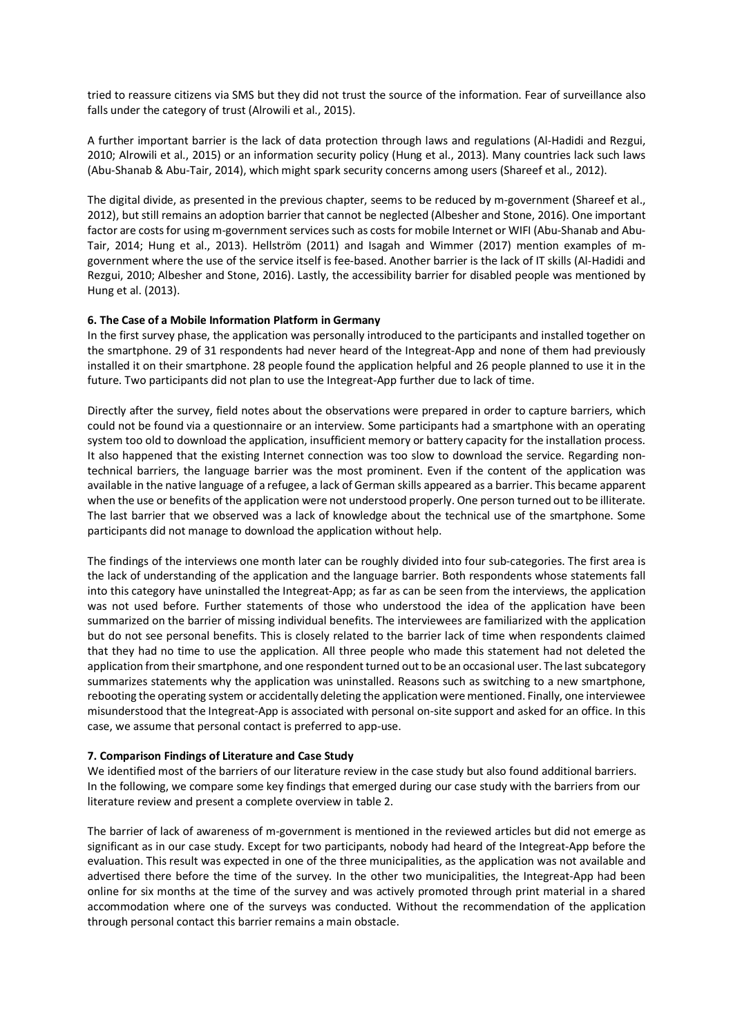tried to reassure citizens via SMS but they did not trust the source of the information. Fear of surveillance also falls under the category of trust (Alrowili et al., 2015).

A further important barrier is the lack of data protection through laws and regulations (Al-Hadidi and Rezgui, 2010; Alrowili et al., 2015) or an information security policy (Hung et al., 2013). Many countries lack such laws (Abu-Shanab & Abu-Tair, 2014), which might spark security concerns among users (Shareef et al., 2012).

The digital divide, as presented in the previous chapter, seems to be reduced by m-government (Shareef et al., 2012), but still remains an adoption barrier that cannot be neglected (Albesher and Stone, 2016). One important factor are costs for using m-government services such as costs for mobile Internet or WIFI (Abu-Shanab and Abu-Tair, 2014; Hung et al., 2013). Hellström (2011) and Isagah and Wimmer (2017) mention examples of m-government where the use of the service itself is fee-based. Another barrier is the lack of IT skills (Al-Hadidi and Rezgui, 2010; Albesher and Stone, 2016). Lastly, the accessibility barrier for disabled people was mentioned by Hung et al. (2013).

## 6. The Case of a Mobile Information Platform in Germany

In the first survey phase, the application was personally introduced to the participants and installed together on the smartphone. 29 of 31 respondents had never heard of the Integreat-App and none of them had previously installed it on their smartphone. 28 people found the application helpful and 26 people planned to use it in the future. Two participants did not plan to use the Integreat-App further due to lack of time.

Directly after the survey, field notes about the observations were prepared in order to capture barriers, which could not be found via a questionnaire or an interview. Some participants had a smartphone with an operating system too old to download the application, insufficient memory or battery capacity for the installation process. It also happened that the existing Internet connection was too slow to download the service. Regarding non-technical barriers, the language barrier was the most prominent. Even if the content of the application was available in the native language of a refugee, a lack of German skills appeared as a barrier. This became apparent when the use or benefits of the application were not understood properly. One person turned out to be illiterate. The last barrier that we observed was a lack of knowledge about the technical use of the smartphone. Some participants did not manage to download the application without help.

The findings of the interviews one month later can be roughly divided into four sub-categories. The first area is the lack of understanding of the application and the language barrier. Both respondents whose statements fall into this category have uninstalled the Integreat-App; as far as can be seen from the interviews, the application was not used before. Further statements of those who understood the idea of the application have been summarized on the barrier of missing individual benefits. The interviewees are familiarized with the application but do not see personal benefits. This is closely related to the barrier lack of time when respondents claimed that they had no time to use the application. All three people who made this statement had not deleted the application from their smartphone, and one respondent turned out to be an occasional user. The last subcategory summarizes statements why the application was uninstalled. Reasons such as switching to a new smartphone, rebooting the operating system or accidentally deleting the application were mentioned. Finally, one interviewee misunderstood that the Integreat-App is associated with personal on-site support and asked for an office. In this case, we assume that personal contact is preferred to app-use.

## 7. Comparison Findings of Literature and Case Study

We identified most of the barriers of our literature review in the case study but also found additional barriers. In the following, we compare some key findings that emerged during our case study with the barriers from our literature review and present a complete overview in table 2.

The barrier of lack of awareness of m-government is mentioned in the reviewed articles but did not emerge as significant as in our case study. Except for two participants, nobody had heard of the Integreat-App before the evaluation. This result was expected in one of the three municipalities, as the application was not available and advertised there before the time of the survey. In the other two municipalities, the Integreat-App had been online for six months at the time of the survey and was actively promoted through print material in a shared accommodation where one of the surveys was conducted. Without the recommendation of the application through personal contact this barrier remains a main obstacle.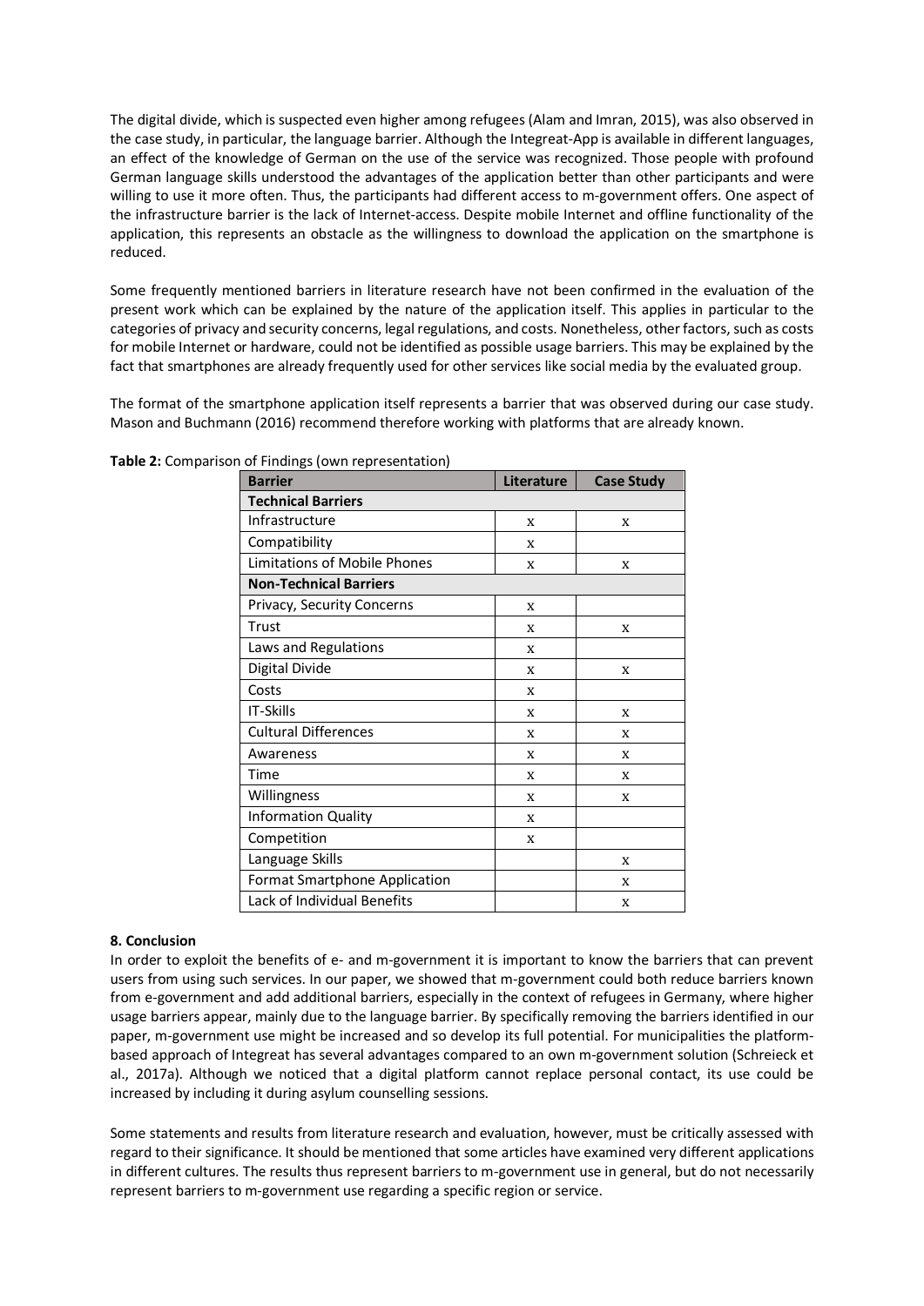The digital divide, which is suspected even higher among refugees (Alam and Imran, 2015), was also observed in the case study, in particular, the language barrier. Although the Integreat-App is available in different languages, an effect of the knowledge of German on the use of the service was recognized. Those people with profound German language skills understood the advantages of the application better than other participants and were willing to use it more often. Thus, the participants had different access to m-government offers. One aspect of the infrastructure barrier is the lack of Internet-access. Despite mobile Internet and offline functionality of the application, this represents an obstacle as the willingness to download the application on the smartphone is reduced.

Some frequently mentioned barriers in literature research have not been confirmed in the evaluation of the present work which can be explained by the nature of the application itself. This applies in particular to the categories of privacy and security concerns, legal regulations, and costs. Nonetheless, other factors, such as costs for mobile Internet or hardware, could not be identified as possible usage barriers. This may be explained by the fact that smartphones are already frequently used for other services like social media by the evaluated group.

The format of the smartphone application itself represents a barrier that was observed during our case study. Mason and Buchmann (2016) recommend therefore working with platforms that are already known.

**Table 2:** Comparison of Findings (own representation)

| Barrier | Literature | Case Study |
|---|---|---|
| **Technical Barriers** | | |
| Infrastructure | x | x |
| Compatibility | x | |
| Limitations of Mobile Phones | x | x |
| **Non-Technical Barriers** | | |
| Privacy, Security Concerns | x | |
| Trust | x | x |
| Laws and Regulations | x | |
| Digital Divide | x | x |
| Costs | x | |
| IT-Skills | x | x |
| Cultural Differences | x | x |
| Awareness | x | x |
| Time | x | x |
| Willingness | x | x |
| Information Quality | x | |
| Competition | x | |
| Language Skills | | x |
| Format Smartphone Application | | x |
| Lack of Individual Benefits | | x |

**8. Conclusion**

In order to exploit the benefits of e- and m-government it is important to know the barriers that can prevent users from using such services. In our paper, we showed that m-government could both reduce barriers known from e-government and add additional barriers, especially in the context of refugees in Germany, where higher usage barriers appear, mainly due to the language barrier. By specifically removing the barriers identified in our paper, m-government use might be increased and so develop its full potential. For municipalities the platform-based approach of Integreat has several advantages compared to an own m-government solution (Schreieck et al., 2017a). Although we noticed that a digital platform cannot replace personal contact, its use could be increased by including it during asylum counselling sessions.

Some statements and results from literature research and evaluation, however, must be critically assessed with regard to their significance. It should be mentioned that some articles have examined very different applications in different cultures. The results thus represent barriers to m-government use in general, but do not necessarily represent barriers to m-government use regarding a specific region or service.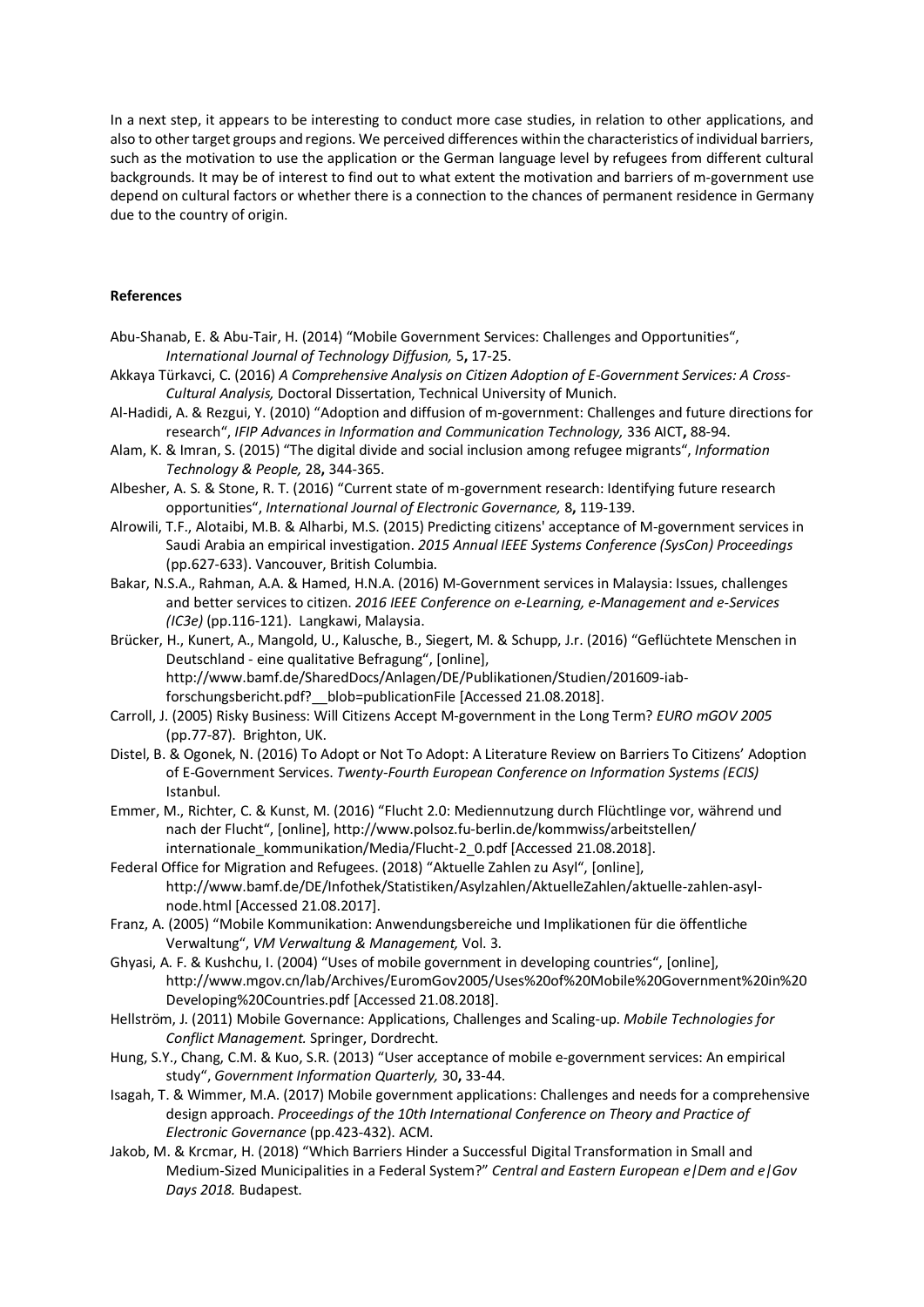In a next step, it appears to be interesting to conduct more case studies, in relation to other applications, and also to other target groups and regions. We perceived differences within the characteristics of individual barriers, such as the motivation to use the application or the German language level by refugees from different cultural backgrounds. It may be of interest to find out to what extent the motivation and barriers of m-government use depend on cultural factors or whether there is a connection to the chances of permanent residence in Germany due to the country of origin.

**References**

Abu-Shanab, E. & Abu-Tair, H. (2014) "Mobile Government Services: Challenges and Opportunities", *International Journal of Technology Diffusion,* 5**,** 17-25.

Akkaya Türkavci, C. (2016) *A Comprehensive Analysis on Citizen Adoption of E-Government Services: A Cross-Cultural Analysis,* Doctoral Dissertation, Technical University of Munich.

Al-Hadidi, A. & Rezgui, Y. (2010) "Adoption and diffusion of m-government: Challenges and future directions for research", *IFIP Advances in Information and Communication Technology,* 336 AICT**,** 88-94.

Alam, K. & Imran, S. (2015) "The digital divide and social inclusion among refugee migrants", *Information Technology & People,* 28**,** 344-365.

Albesher, A. S. & Stone, R. T. (2016) "Current state of m-government research: Identifying future research opportunities", *International Journal of Electronic Governance,* 8**,** 119-139.

Alrowili, T.F., Alotaibi, M.B. & Alharbi, M.S. (2015) Predicting citizens' acceptance of M-government services in Saudi Arabia an empirical investigation. *2015 Annual IEEE Systems Conference (SysCon) Proceedings* (pp.627-633). Vancouver, British Columbia.

Bakar, N.S.A., Rahman, A.A. & Hamed, H.N.A. (2016) M-Government services in Malaysia: Issues, challenges and better services to citizen. *2016 IEEE Conference on e-Learning, e-Management and e-Services (IC3e)* (pp.116-121). Langkawi, Malaysia.

Brücker, H., Kunert, A., Mangold, U., Kalusche, B., Siegert, M. & Schupp, J.r. (2016) "Geflüchtete Menschen in Deutschland - eine qualitative Befragung", [online], http://www.bamf.de/SharedDocs/Anlagen/DE/Publikationen/Studien/201609-iab-forschungsbericht.pdf?__blob=publicationFile [Accessed 21.08.2018].

Carroll, J. (2005) Risky Business: Will Citizens Accept M-government in the Long Term? *EURO mGOV 2005* (pp.77-87). Brighton, UK.

Distel, B. & Ogonek, N. (2016) To Adopt or Not To Adopt: A Literature Review on Barriers To Citizens' Adoption of E-Government Services. *Twenty-Fourth European Conference on Information Systems (ECIS)* Istanbul.

Emmer, M., Richter, C. & Kunst, M. (2016) "Flucht 2.0: Mediennutzung durch Flüchtlinge vor, während und nach der Flucht", [online], http://www.polsoz.fu-berlin.de/kommwiss/arbeitsstellen/internationale_kommunikation/Media/Flucht-2_0.pdf [Accessed 21.08.2018].

Federal Office for Migration and Refugees. (2018) "Aktuelle Zahlen zu Asyl", [online], http://www.bamf.de/DE/Infothek/Statistiken/Asylzahlen/AktuelleZahlen/aktuelle-zahlen-asyl-node.html [Accessed 21.08.2017].

Franz, A. (2005) "Mobile Kommunikation: Anwendungsbereiche und Implikationen für die öffentliche Verwaltung", *VM Verwaltung & Management,* Vol. 3.

Ghyasi, A. F. & Kushchu, I. (2004) "Uses of mobile government in developing countries", [online], http://www.mgov.cn/lab/Archives/EuromGov2005/Uses%20of%20Mobile%20Government%20in%20Developing%20Countries.pdf [Accessed 21.08.2018].

Hellström, J. (2011) Mobile Governance: Applications, Challenges and Scaling-up. *Mobile Technologies for Conflict Management.* Springer, Dordrecht.

Hung, S.Y., Chang, C.M. & Kuo, S.R. (2013) "User acceptance of mobile e-government services: An empirical study", *Government Information Quarterly,* 30**,** 33-44.

Isagah, T. & Wimmer, M.A. (2017) Mobile government applications: Challenges and needs for a comprehensive design approach. *Proceedings of the 10th International Conference on Theory and Practice of Electronic Governance* (pp.423-432). ACM.

Jakob, M. & Krcmar, H. (2018) "Which Barriers Hinder a Successful Digital Transformation in Small and Medium-Sized Municipalities in a Federal System?" *Central and Eastern European e|Dem and e|Gov Days 2018.* Budapest.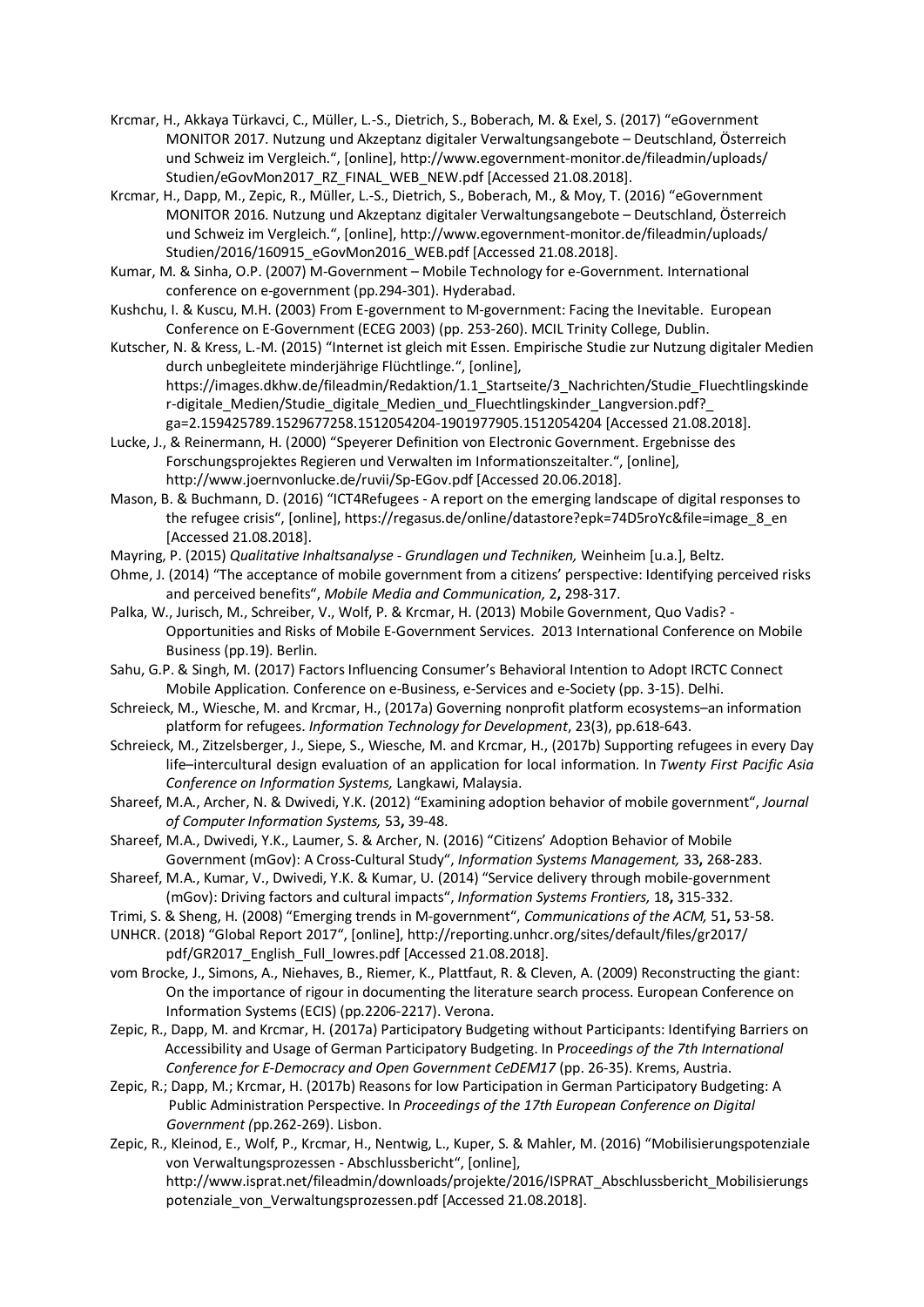Krcmar, H., Akkaya Türkavci, C., Müller, L.-S., Dietrich, S., Boberach, M. & Exel, S. (2017) "eGovernment MONITOR 2017. Nutzung und Akzeptanz digitaler Verwaltungsangebote – Deutschland, Österreich und Schweiz im Vergleich.", [online], http://www.egovernment-monitor.de/fileadmin/uploads/Studien/eGovMon2017_RZ_FINAL_WEB_NEW.pdf [Accessed 21.08.2018].

Krcmar, H., Dapp, M., Zepic, R., Müller, L.-S., Dietrich, S., Boberach, M., & Moy, T. (2016) "eGovernment MONITOR 2016. Nutzung und Akzeptanz digitaler Verwaltungsangebote – Deutschland, Österreich und Schweiz im Vergleich.", [online], http://www.egovernment-monitor.de/fileadmin/uploads/Studien/2016/160915_eGovMon2016_WEB.pdf [Accessed 21.08.2018].

Kumar, M. & Sinha, O.P. (2007) M-Government – Mobile Technology for e-Government. International conference on e-government (pp.294-301). Hyderabad.

Kushchu, I. & Kuscu, M.H. (2003) From E-government to M-government: Facing the Inevitable. European Conference on E-Government (ECEG 2003) (pp. 253-260). MCIL Trinity College, Dublin.

Kutscher, N. & Kress, L.-M. (2015) "Internet ist gleich mit Essen. Empirische Studie zur Nutzung digitaler Medien durch unbegleitete minderjährige Flüchtlinge.", [online], https://images.dkhw.de/fileadmin/Redaktion/1.1_Startseite/3_Nachrichten/Studie_Fluechtlingskinder-digitale_Medien/Studie_digitale_Medien_und_Fluechtlingskinder_Langversion.pdf?_ga=2.159425789.1529677258.1512054204-1901977905.1512054204 [Accessed 21.08.2018].

Lucke, J., & Reinermann, H. (2000) "Speyerer Definition von Electronic Government. Ergebnisse des Forschungsprojektes Regieren und Verwalten im Informationszeitalter.", [online], http://www.joernvonlucke.de/ruvii/Sp-EGov.pdf [Accessed 20.06.2018].

Mason, B. & Buchmann, D. (2016) "ICT4Refugees - A report on the emerging landscape of digital responses to the refugee crisis", [online], https://regasus.de/online/datastore?epk=74D5roYc&file=image_8_en [Accessed 21.08.2018].

Mayring, P. (2015) *Qualitative Inhaltsanalyse - Grundlagen und Techniken,* Weinheim [u.a.], Beltz.

Ohme, J. (2014) "The acceptance of mobile government from a citizens' perspective: Identifying perceived risks and perceived benefits", *Mobile Media and Communication,* 2**,** 298-317.

Palka, W., Jurisch, M., Schreiber, V., Wolf, P. & Krcmar, H. (2013) Mobile Government, Quo Vadis? - Opportunities and Risks of Mobile E-Government Services. 2013 International Conference on Mobile Business (pp.19). Berlin.

Sahu, G.P. & Singh, M. (2017) Factors Influencing Consumer's Behavioral Intention to Adopt IRCTC Connect Mobile Application. Conference on e-Business, e-Services and e-Society (pp. 3-15). Delhi.

Schreieck, M., Wiesche, M. and Krcmar, H., (2017a) Governing nonprofit platform ecosystems–an information platform for refugees. *Information Technology for Development*, 23(3), pp.618-643.

Schreieck, M., Zitzelsberger, J., Siepe, S., Wiesche, M. and Krcmar, H., (2017b) Supporting refugees in every Day life–intercultural design evaluation of an application for local information. In *Twenty First Pacific Asia Conference on Information Systems,* Langkawi, Malaysia.

Shareef, M.A., Archer, N. & Dwivedi, Y.K. (2012) "Examining adoption behavior of mobile government", *Journal of Computer Information Systems,* 53**,** 39-48.

Shareef, M.A., Dwivedi, Y.K., Laumer, S. & Archer, N. (2016) "Citizens' Adoption Behavior of Mobile Government (mGov): A Cross-Cultural Study", *Information Systems Management,* 33**,** 268-283.

Shareef, M.A., Kumar, V., Dwivedi, Y.K. & Kumar, U. (2014) "Service delivery through mobile-government (mGov): Driving factors and cultural impacts", *Information Systems Frontiers,* 18**,** 315-332.

Trimi, S. & Sheng, H. (2008) "Emerging trends in M-government", *Communications of the ACM,* 51**,** 53-58.

UNHCR. (2018) "Global Report 2017", [online], http://reporting.unhcr.org/sites/default/files/gr2017/pdf/GR2017_English_Full_lowres.pdf [Accessed 21.08.2018].

vom Brocke, J., Simons, A., Niehaves, B., Riemer, K., Plattfaut, R. & Cleven, A. (2009) Reconstructing the giant: On the importance of rigour in documenting the literature search process. European Conference on Information Systems (ECIS) (pp.2206-2217). Verona.

Zepic, R., Dapp, M. and Krcmar, H. (2017a) Participatory Budgeting without Participants: Identifying Barriers on Accessibility and Usage of German Participatory Budgeting. In P*roceedings of the 7th International Conference for E-Democracy and Open Government CeDEM17* (pp. 26-35). Krems, Austria.

Zepic, R.; Dapp, M.; Krcmar, H. (2017b) Reasons for low Participation in German Participatory Budgeting: A Public Administration Perspective. In *Proceedings of the 17th European Conference on Digital Government (*pp.262-269). Lisbon.

Zepic, R., Kleinod, E., Wolf, P., Krcmar, H., Nentwig, L., Kuper, S. & Mahler, M. (2016) "Mobilisierungspotenziale von Verwaltungsprozessen - Abschlussbericht", [online], http://www.isprat.net/fileadmin/downloads/projekte/2016/ISPRAT_Abschlussbericht_Mobilisierungspotenziale_von_Verwaltungsprozessen.pdf [Accessed 21.08.2018].